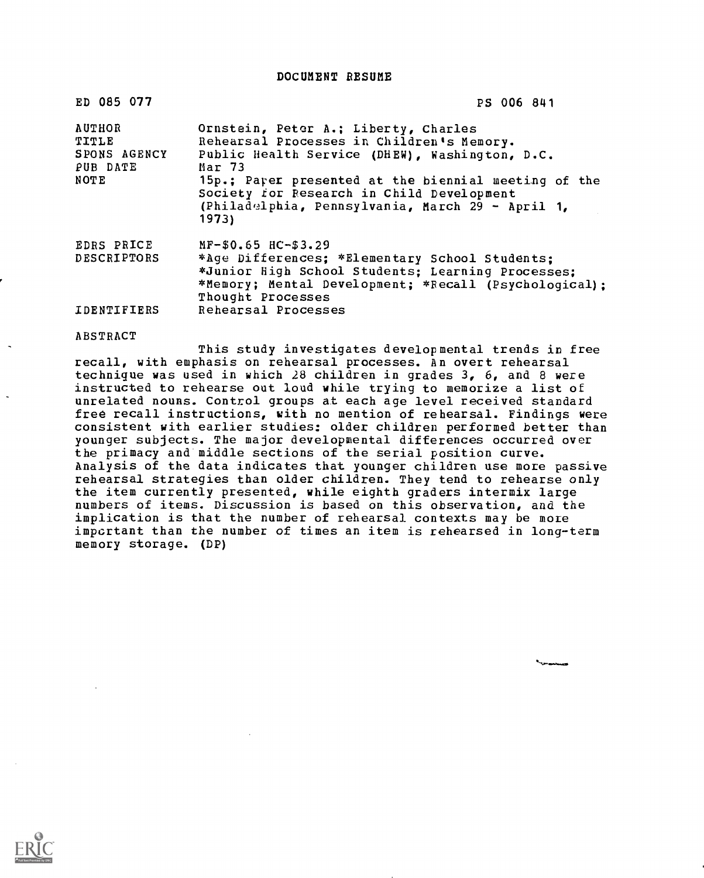# DOCUMENT RESUME

| | |
|---|---|
| ED 085 077 | PS 006 841 |
| AUTHOR | Ornstein, Peter A.; Liberty, Charles |
| TITLE | Rehearsal Processes in Children's Memory. |
| SPONS AGENCY | Public Health Service (DHEW), Washington, D.C. |
| PUB DATE | Mar 73 |
| NOTE | 15p.; Paper presented at the biennial meeting of the Society for Research in Child Development (Philadelphia, Pennsylvania, March 29 - April 1, 1973) |
| EDRS PRICE | MF-$0.65 HC-$3.29 |
| DESCRIPTORS | *Age Differences; *Elementary School Students; *Junior High School Students; Learning Processes; *Memory; Mental Development; *Recall (Psychological); Thought Processes |
| IDENTIFIERS | Rehearsal Processes |

## ABSTRACT

This study investigates developmental trends in free recall, with emphasis on rehearsal processes. An overt rehearsal technique was used in which 28 children in grades 3, 6, and 8 were instructed to rehearse out loud while trying to memorize a list of unrelated nouns. Control groups at each age level received standard free recall instructions, with no mention of rehearsal. Findings were consistent with earlier studies: older children performed better than younger subjects. The major developmental differences occurred over the primacy and middle sections of the serial position curve. Analysis of the data indicates that younger children use more passive rehearsal strategies than older children. They tend to rehearse only the item currently presented, while eighth graders intermix large numbers of items. Discussion is based on this observation, and the implication is that the number of rehearsal contexts may be more important than the number of times an item is rehearsed in long-term memory storage. (DP)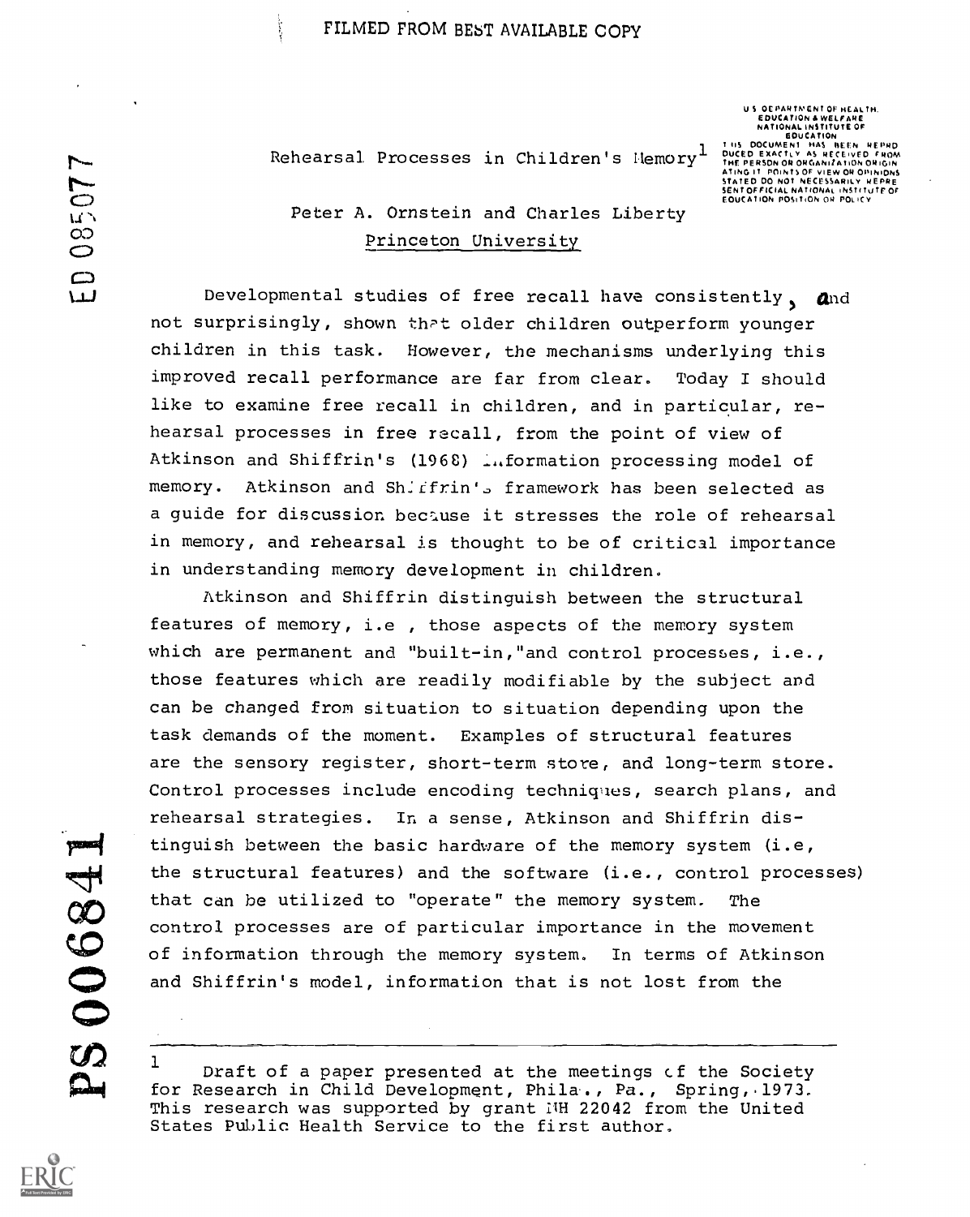# Rehearsal Processes in Children's Memory[1]

Peter A. Ornstein and Charles Liberty
Princeton University

Developmental studies of free recall have consistently, and not surprisingly, shown that older children outperform younger children in this task. However, the mechanisms underlying this improved recall performance are far from clear. Today I should like to examine free recall in children, and in particular, rehearsal processes in free recall, from the point of view of Atkinson and Shiffrin's (1968) information processing model of memory. Atkinson and Shiffrin's framework has been selected as a guide for discussion because it stresses the role of rehearsal in memory, and rehearsal is thought to be of critical importance in understanding memory development in children.

Atkinson and Shiffrin distinguish between the structural features of memory, i.e , those aspects of the memory system which are permanent and "built-in," and control processes, i.e., those features which are readily modifiable by the subject and can be changed from situation to situation depending upon the task demands of the moment. Examples of structural features are the sensory register, short-term store, and long-term store. Control processes include encoding techniques, search plans, and rehearsal strategies. In a sense, Atkinson and Shiffrin distinguish between the basic hardware of the memory system (i.e, the structural features) and the software (i.e., control processes) that can be utilized to "operate" the memory system. The control processes are of particular importance in the movement of information through the memory system. In terms of Atkinson and Shiffrin's model, information that is not lost from the

---

[1] Draft of a paper presented at the meetings of the Society for Research in Child Development, Phila., Pa., Spring, 1973. This research was supported by grant MH 22042 from the United States Public Health Service to the first author.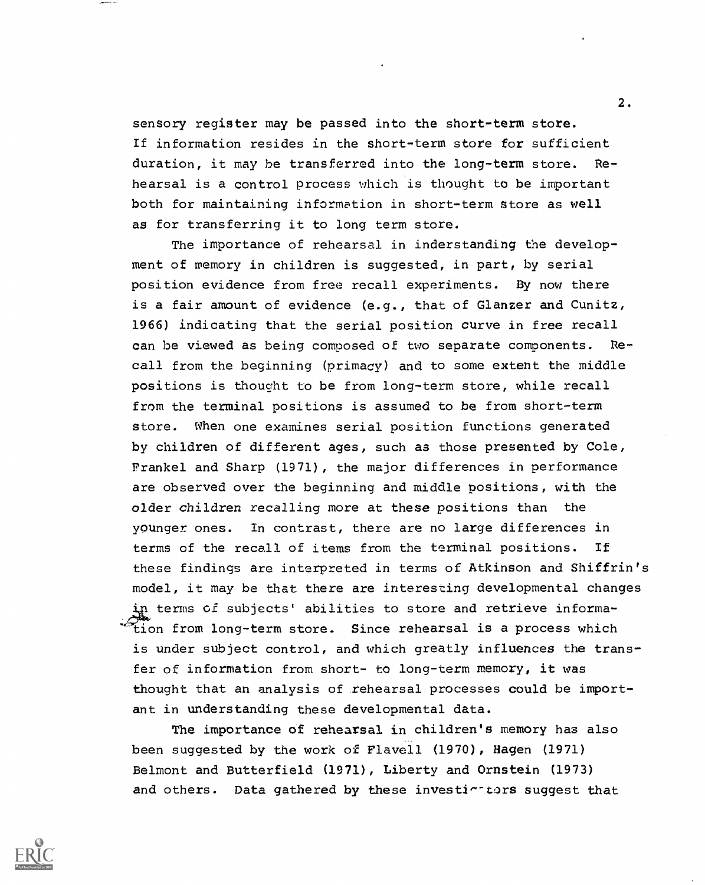sensory register may be passed into the short-term store. If information resides in the short-term store for sufficient duration, it may be transferred into the long-term store. Rehearsal is a control process which is thought to be important both for maintaining information in short-term store as well as for transferring it to long term store.

The importance of rehearsal in inderstanding the development of memory in children is suggested, in part, by serial position evidence from free recall experiments. By now there is a fair amount of evidence (e.g., that of Glanzer and Cunitz, 1966) indicating that the serial position curve in free recall can be viewed as being composed of two separate components. Recall from the beginning (primacy) and to some extent the middle positions is thought to be from long-term store, while recall from the terminal positions is assumed to be from short-term store. When one examines serial position functions generated by children of different ages, such as those presented by Cole, Frankel and Sharp (1971), the major differences in performance are observed over the beginning and middle positions, with the older children recalling more at these positions than the younger ones. In contrast, there are no large differences in terms of the recall of items from the terminal positions. If these findings are interpreted in terms of Atkinson and Shiffrin's model, it may be that there are interesting developmental changes in terms of subjects' abilities to store and retrieve information from long-term store. Since rehearsal is a process which is under subject control, and which greatly influences the transfer of information from short- to long-term memory, it was thought that an analysis of rehearsal processes could be important in understanding these developmental data.

The importance of rehearsal in children's memory has also been suggested by the work of Flavell (1970), Hagen (1971) Belmont and Butterfield (1971), Liberty and Ornstein (1973) and others. Data gathered by these investigators suggest that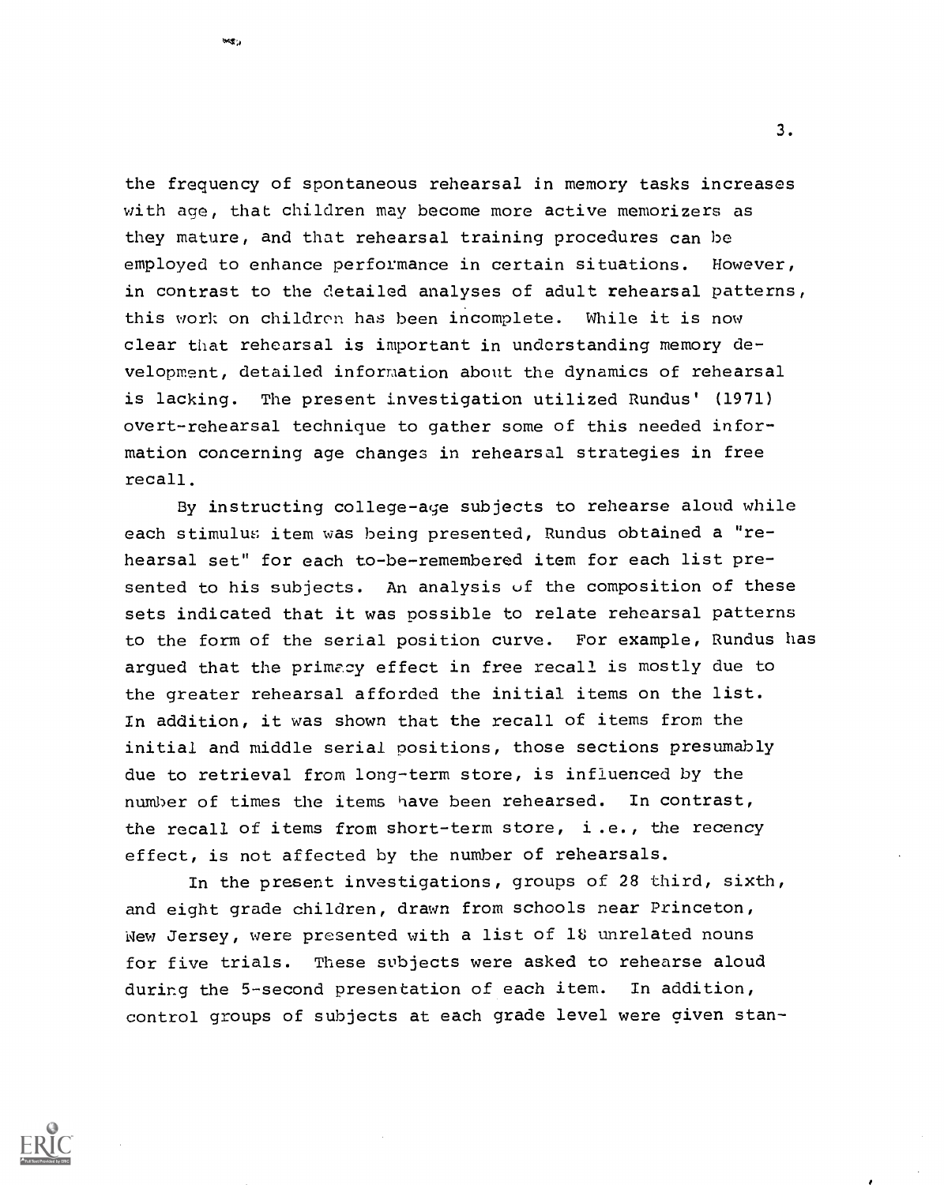the frequency of spontaneous rehearsal in memory tasks increases with age, that children may become more active memorizers as they mature, and that rehearsal training procedures can be employed to enhance performance in certain situations. However, in contrast to the detailed analyses of adult rehearsal patterns, this work on children has been incomplete. While it is now clear that rehearsal is important in understanding memory development, detailed information about the dynamics of rehearsal is lacking. The present investigation utilized Rundus' (1971) overt-rehearsal technique to gather some of this needed information concerning age changes in rehearsal strategies in free recall.

By instructing college-age subjects to rehearse aloud while each stimulus item was being presented, Rundus obtained a "rehearsal set" for each to-be-remembered item for each list presented to his subjects. An analysis of the composition of these sets indicated that it was possible to relate rehearsal patterns to the form of the serial position curve. For example, Rundus has argued that the primacy effect in free recall is mostly due to the greater rehearsal afforded the initial items on the list. In addition, it was shown that the recall of items from the initial and middle serial positions, those sections presumably due to retrieval from long-term store, is influenced by the number of times the items have been rehearsed. In contrast, the recall of items from short-term store, i.e., the recency effect, is not affected by the number of rehearsals.

In the present investigations, groups of 28 third, sixth, and eight grade children, drawn from schools near Princeton, New Jersey, were presented with a list of 18 unrelated nouns for five trials. These subjects were asked to rehearse aloud during the 5-second presentation of each item. In addition, control groups of subjects at each grade level were given stan-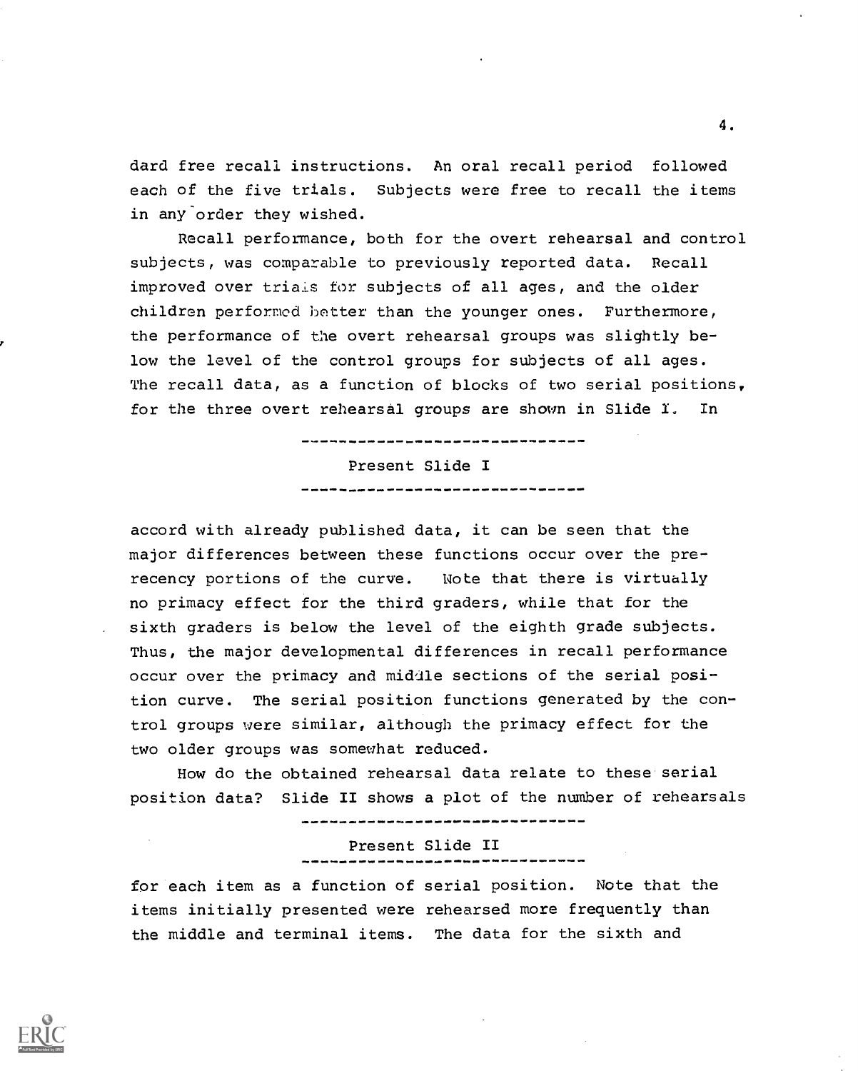dard free recall instructions. An oral recall period followed each of the five trials. Subjects were free to recall the items in any order they wished.

Recall performance, both for the overt rehearsal and control subjects, was comparable to previously reported data. Recall improved over trials for subjects of all ages, and the older children performed better than the younger ones. Furthermore, the performance of the overt rehearsal groups was slightly below the level of the control groups for subjects of all ages. The recall data, as a function of blocks of two serial positions, for the three overt rehearsal groups are shown in Slide I. In

------------------------------

Present Slide I

------------------------------

accord with already published data, it can be seen that the major differences between these functions occur over the pre-recency portions of the curve. Note that there is virtually no primacy effect for the third graders, while that for the sixth graders is below the level of the eighth grade subjects. Thus, the major developmental differences in recall performance occur over the primacy and middle sections of the serial position curve. The serial position functions generated by the control groups were similar, although the primacy effect for the two older groups was somewhat reduced.

How do the obtained rehearsal data relate to these serial position data? Slide II shows a plot of the number of rehearsals

------------------------------

Present Slide II

------------------------------

for each item as a function of serial position. Note that the items initially presented were rehearsed more frequently than the middle and terminal items. The data for the sixth and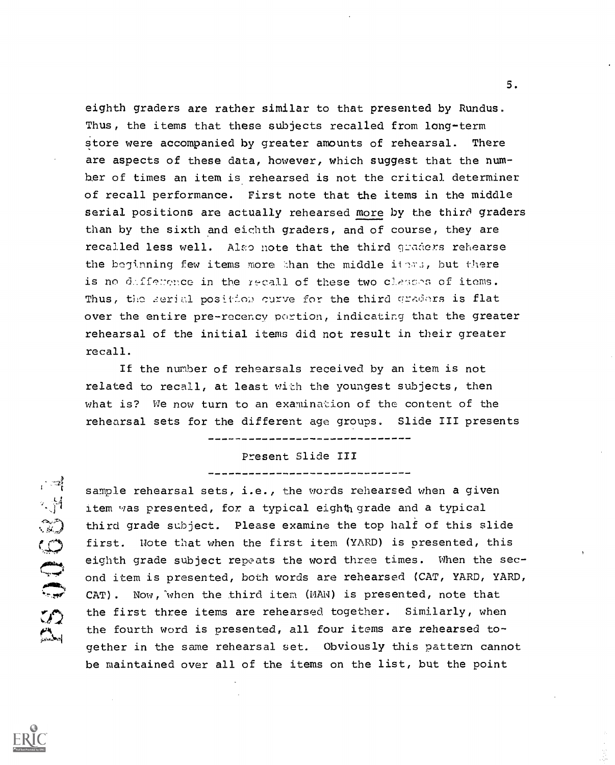eighth graders are rather similar to that presented by Rundus. Thus, the items that these subjects recalled from long-term store were accompanied by greater amounts of rehearsal. There are aspects of these data, however, which suggest that the number of times an item is rehearsed is not the critical determiner of recall performance. First note that the items in the middle serial positions are actually rehearsed more by the third graders than by the sixth and eighth graders, and of course, they are recalled less well. Also note that the third graders rehearse the beginning few items more than the middle items, but there is no difference in the recall of these two classes of items. Thus, the serial position curve for the third graders is flat over the entire pre-recency portion, indicating that the greater rehearsal of the initial items did not result in their greater recall.

If the number of rehearsals received by an item is not related to recall, at least with the youngest subjects, then what is? We now turn to an examination of the content of the rehearsal sets for the different age groups. Slide III presents

------------------------------

Present Slide III

------------------------------

sample rehearsal sets, i.e., the words rehearsed when a given item was presented, for a typical eighth grade and a typical third grade subject. Please examine the top half of this slide first. Note that when the first item (YARD) is presented, this eighth grade subject repeats the word three times. When the second item is presented, both words are rehearsed (CAT, YARD, YARD, CAT). Now, when the third item (MAN) is presented, note that the first three items are rehearsed together. Similarly, when the fourth word is presented, all four items are rehearsed together in the same rehearsal set. Obviously this pattern cannot be maintained over all of the items on the list, but the point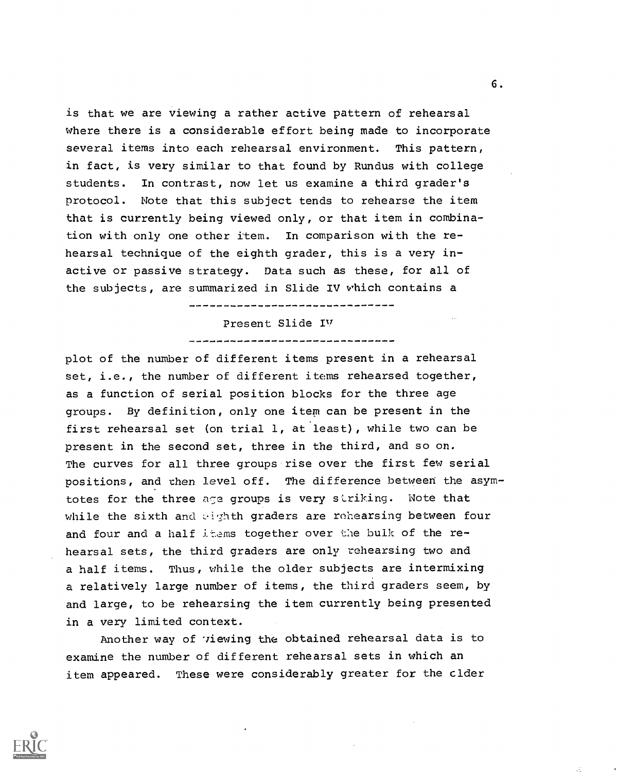is that we are viewing a rather active pattern of rehearsal where there is a considerable effort being made to incorporate several items into each rehearsal environment. This pattern, in fact, is very similar to that found by Rundus with college students. In contrast, now let us examine a third grader's protocol. Note that this subject tends to rehearse the item that is currently being viewed only, or that item in combination with only one other item. In comparison with the rehearsal technique of the eighth grader, this is a very inactive or passive strategy. Data such as these, for all of the subjects, are summarized in Slide IV which contains a

------------------------------

Present Slide IV

------------------------------

plot of the number of different items present in a rehearsal set, i.e., the number of different items rehearsed together, as a function of serial position blocks for the three age groups. By definition, only one item can be present in the first rehearsal set (on trial 1, at least), while two can be present in the second set, three in the third, and so on. The curves for all three groups rise over the first few serial positions, and then level off. The difference between the asymptotes for the three age groups is very striking. Note that while the sixth and eighth graders are rehearsing between four and four and a half items together over the bulk of the rehearsal sets, the third graders are only rehearsing two and a half items. Thus, while the older subjects are intermixing a relatively large number of items, the third graders seem, by and large, to be rehearsing the item currently being presented in a very limited context.

Another way of viewing the obtained rehearsal data is to examine the number of different rehearsal sets in which an item appeared. These were considerably greater for the older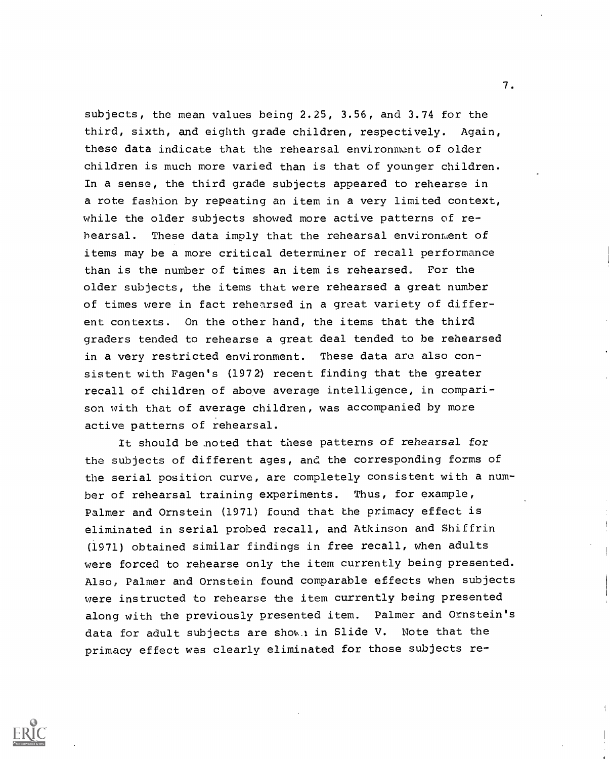subjects, the mean values being 2.25, 3.56, and 3.74 for the third, sixth, and eighth grade children, respectively. Again, these data indicate that the rehearsal environment of older children is much more varied than is that of younger children. In a sense, the third grade subjects appeared to rehearse in a rote fashion by repeating an item in a very limited context, while the older subjects showed more active patterns of rehearsal. These data imply that the rehearsal environment of items may be a more critical determiner of recall performance than is the number of times an item is rehearsed. For the older subjects, the items that were rehearsed a great number of times were in fact rehearsed in a great variety of different contexts. On the other hand, the items that the third graders tended to rehearse a great deal tended to be rehearsed in a very restricted environment. These data are also consistent with Fagen's (1972) recent finding that the greater recall of children of above average intelligence, in comparison with that of average children, was accompanied by more active patterns of rehearsal.

It should be noted that these patterns of rehearsal for the subjects of different ages, and the corresponding forms of the serial position curve, are completely consistent with a number of rehearsal training experiments. Thus, for example, Palmer and Ornstein (1971) found that the primacy effect is eliminated in serial probed recall, and Atkinson and Shiffrin (1971) obtained similar findings in free recall, when adults were forced to rehearse only the item currently being presented. Also, Palmer and Ornstein found comparable effects when subjects were instructed to rehearse the item currently being presented along with the previously presented item. Palmer and Ornstein's data for adult subjects are shown in Slide V. Note that the primacy effect was clearly eliminated for those subjects re-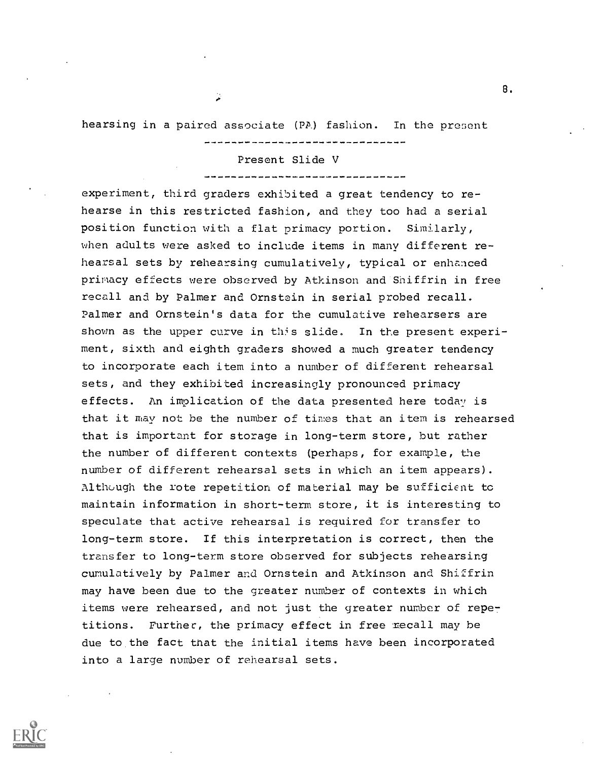hearsing in a paired associate (PA) fashion. In the present

---

Present Slide V

---

experiment, third graders exhibited a great tendency to rehearse in this restricted fashion, and they too had a serial position function with a flat primacy portion. Similarly, when adults were asked to include items in many different rehearsal sets by rehearsing cumulatively, typical or enhanced primacy effects were observed by Atkinson and Shiffrin in free recall and by Palmer and Ornstein in serial probed recall. Palmer and Ornstein's data for the cumulative rehearsers are shown as the upper curve in this slide. In the present experiment, sixth and eighth graders showed a much greater tendency to incorporate each item into a number of different rehearsal sets, and they exhibited increasingly pronounced primacy effects. An implication of the data presented here today is that it may not be the number of times that an item is rehearsed that is important for storage in long-term store, but rather the number of different contexts (perhaps, for example, the number of different rehearsal sets in which an item appears). Although the rote repetition of material may be sufficient to maintain information in short-term store, it is interesting to speculate that active rehearsal is required for transfer to long-term store. If this interpretation is correct, then the transfer to long-term store observed for subjects rehearsing cumulatively by Palmer and Ornstein and Atkinson and Shiffrin may have been due to the greater number of contexts in which items were rehearsed, and not just the greater number of repetitions. Further, the primacy effect in free recall may be due to the fact that the initial items have been incorporated into a large number of rehearsal sets.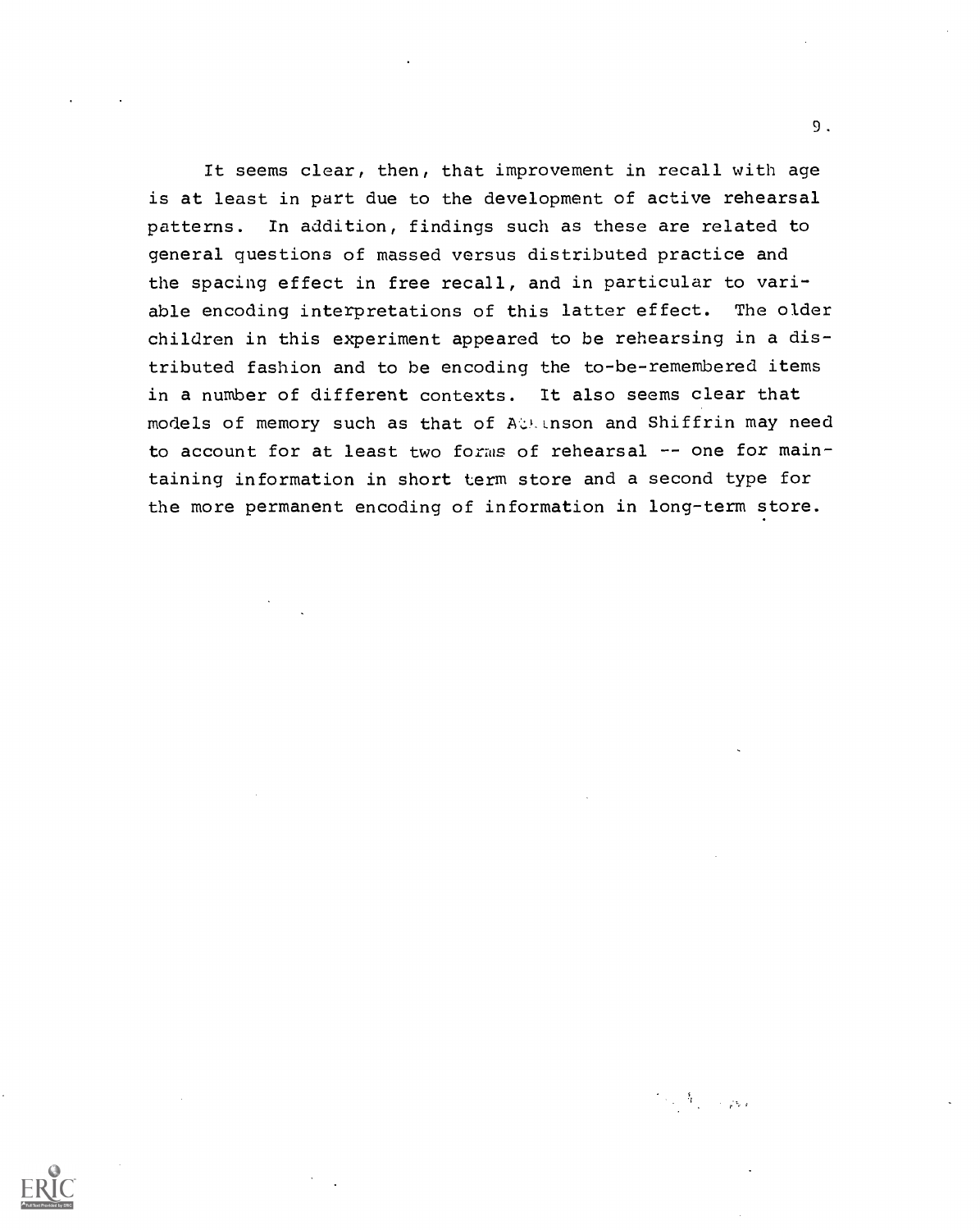It seems clear, then, that improvement in recall with age is at least in part due to the development of active rehearsal patterns. In addition, findings such as these are related to general questions of massed versus distributed practice and the spacing effect in free recall, and in particular to variable encoding interpretations of this latter effect. The older children in this experiment appeared to be rehearsing in a distributed fashion and to be encoding the to-be-remembered items in a number of different contexts. It also seems clear that models of memory such as that of Atkinson and Shiffrin may need to account for at least two forms of rehearsal -- one for maintaining information in short term store and a second type for the more permanent encoding of information in long-term store.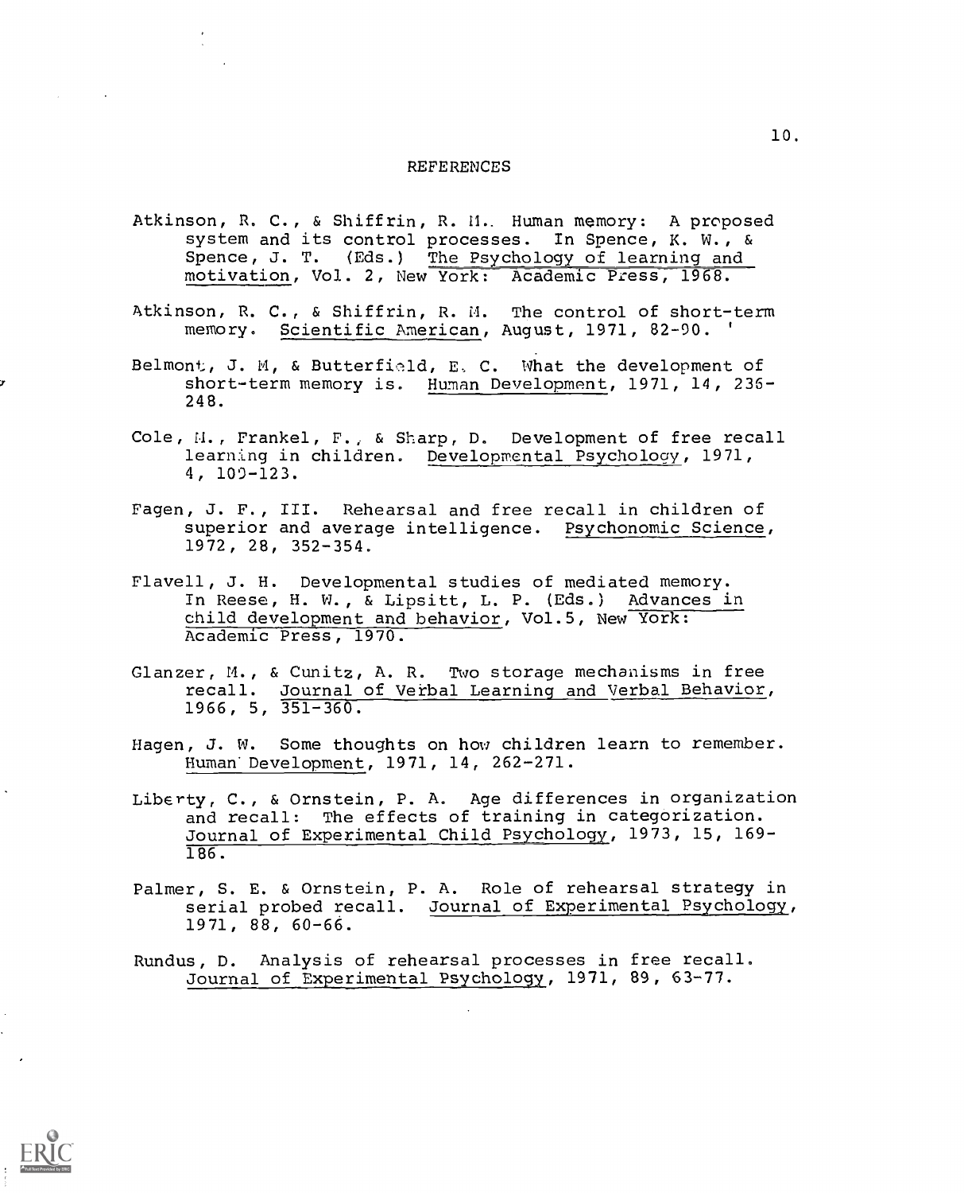# REFERENCES

Atkinson, R. C., & Shiffrin, R. M. Human memory: A proposed system and its control processes. In Spence, K. W., & Spence, J. T. (Eds.) The Psychology of learning and motivation, Vol. 2, New York: Academic Press, 1968.

Atkinson, R. C., & Shiffrin, R. M. The control of short-term memory. Scientific American, August, 1971, 82-90.

Belmont, J. M, & Butterfield, E. C. What the development of short-term memory is. Human Development, 1971, 14, 236-248.

Cole, M., Frankel, F., & Sharp, D. Development of free recall learning in children. Developmental Psychology, 1971, 4, 109-123.

Fagen, J. F., III. Rehearsal and free recall in children of superior and average intelligence. Psychonomic Science, 1972, 28, 352-354.

Flavell, J. H. Developmental studies of mediated memory. In Reese, H. W., & Lipsitt, L. P. (Eds.) Advances in child development and behavior, Vol.5, New York: Academic Press, 1970.

Glanzer, M., & Cunitz, A. R. Two storage mechanisms in free recall. Journal of Verbal Learning and Verbal Behavior, 1966, 5, 351-360.

Hagen, J. W. Some thoughts on how children learn to remember. Human Development, 1971, 14, 262-271.

Liberty, C., & Ornstein, P. A. Age differences in organization and recall: The effects of training in categorization. Journal of Experimental Child Psychology, 1973, 15, 169-186.

Palmer, S. E. & Ornstein, P. A. Role of rehearsal strategy in serial probed recall. Journal of Experimental Psychology, 1971, 88, 60-66.

Rundus, D. Analysis of rehearsal processes in free recall. Journal of Experimental Psychology, 1971, 89, 63-77.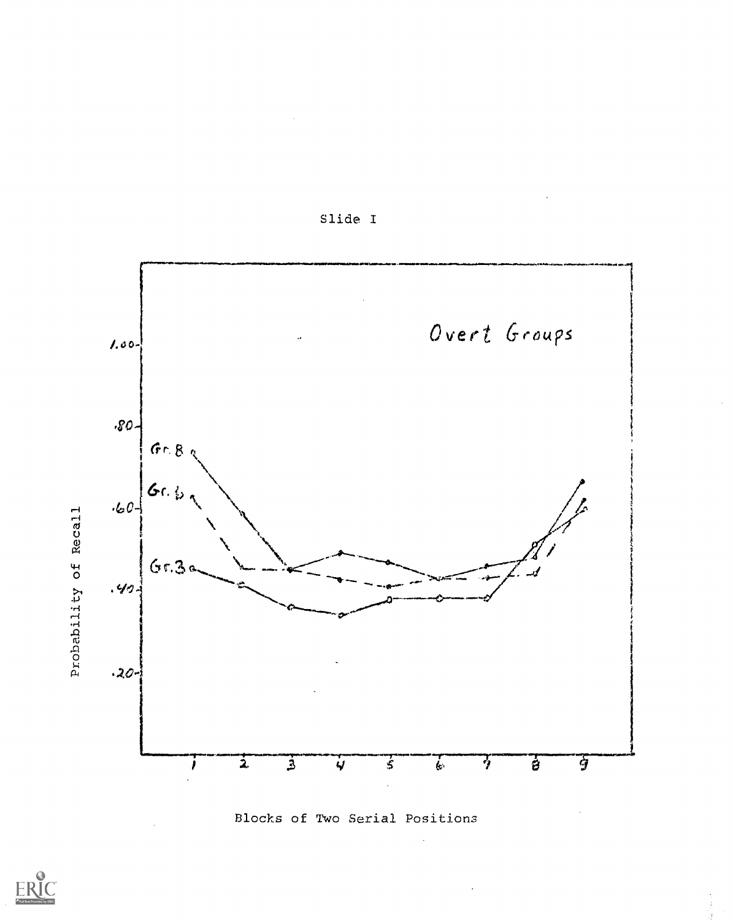Slide I

Overt Groups

Probability of Recall

Blocks of Two Serial Positions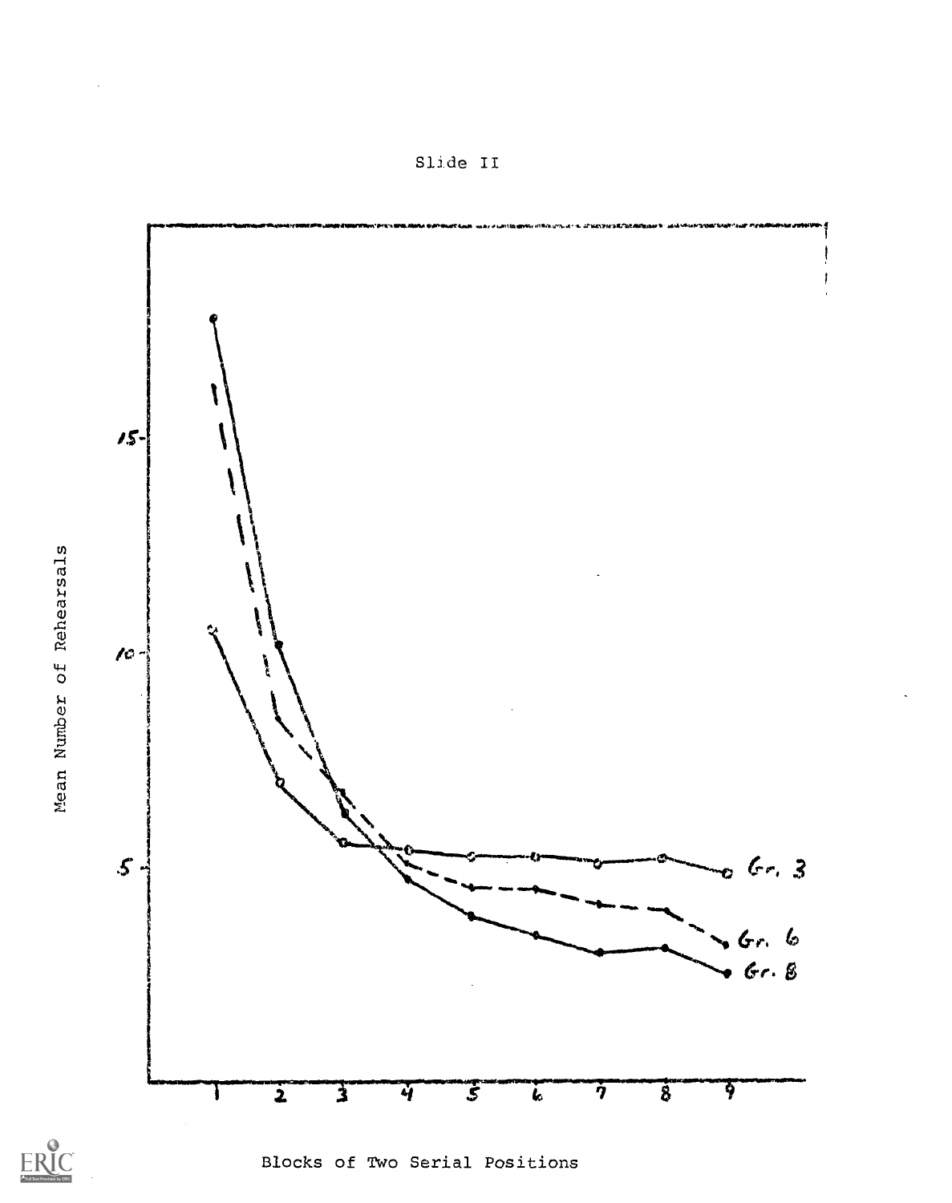Slide II

Mean Number of Rehearsals

Gr. 3

Gr. 6

Gr. 8

Blocks of Two Serial Positions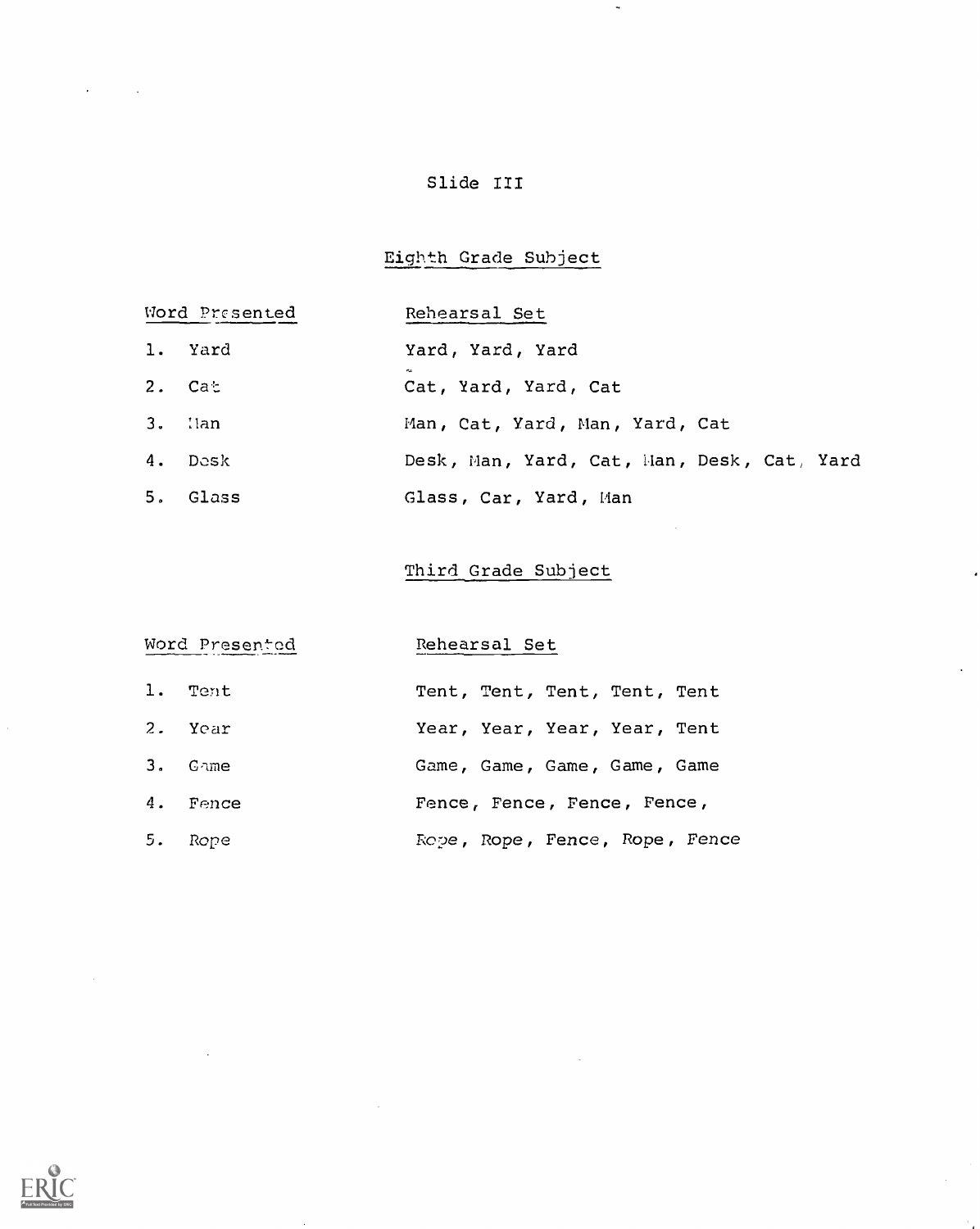# Slide III

## Eighth Grade Subject

| Word Presented | Rehearsal Set |
|---|---|
| 1. Yard | Yard, Yard, Yard |
| 2. Cat | Cat, Yard, Yard, Cat |
| 3. Man | Man, Cat, Yard, Man, Yard, Cat |
| 4. Desk | Desk, Man, Yard, Cat, Man, Desk, Cat, Yard |
| 5. Glass | Glass, Car, Yard, Man |

## Third Grade Subject

| Word Presented | Rehearsal Set |
|---|---|
| 1. Tent | Tent, Tent, Tent, Tent, Tent |
| 2. Year | Year, Year, Year, Year, Tent |
| 3. Game | Game, Game, Game, Game, Game |
| 4. Fence | Fence, Fence, Fence, Fence, |
| 5. Rope | Rope, Rope, Fence, Rope, Fence |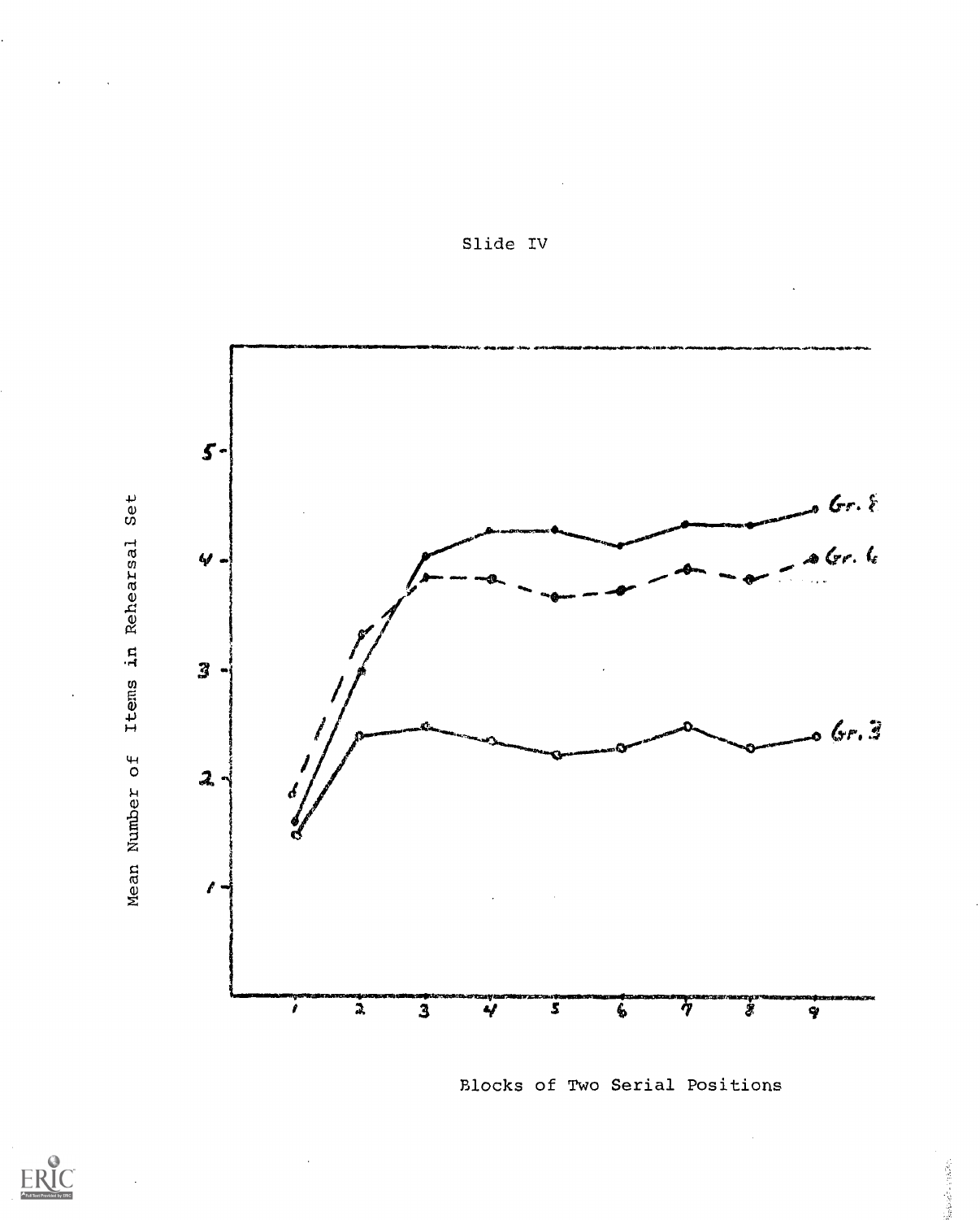Slide IV

Mean Number of Items in Rehearsal Set

Blocks of Two Serial Positions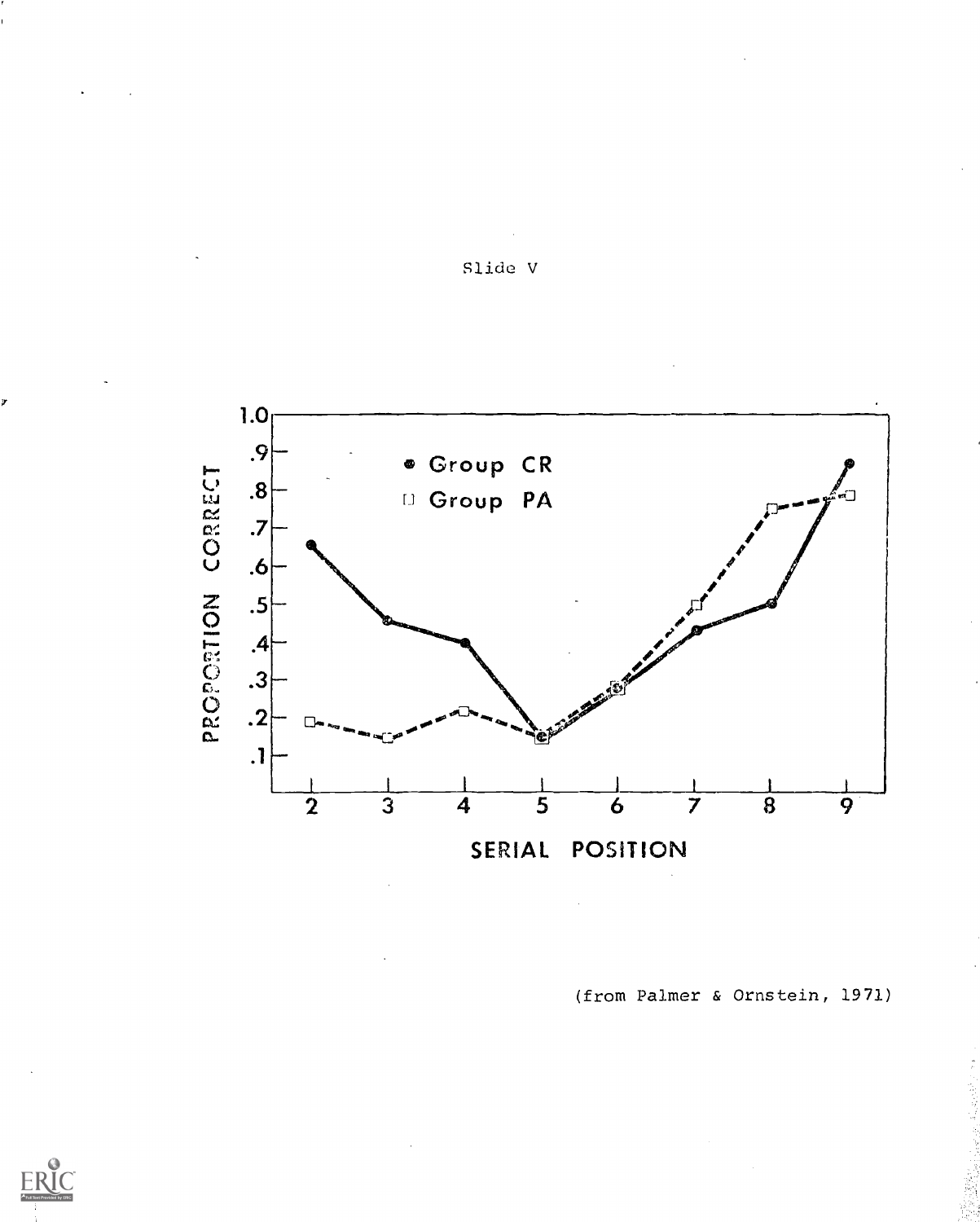Slide V

1.0
.9
.8
.7
.6
.5
.4
.3
.2
.1

PROPORTION CORRECT

● Group CR
□ Group PA

2 3 4 5 6 7 8 9

SERIAL POSITION

(from Palmer & Ornstein, 1971)